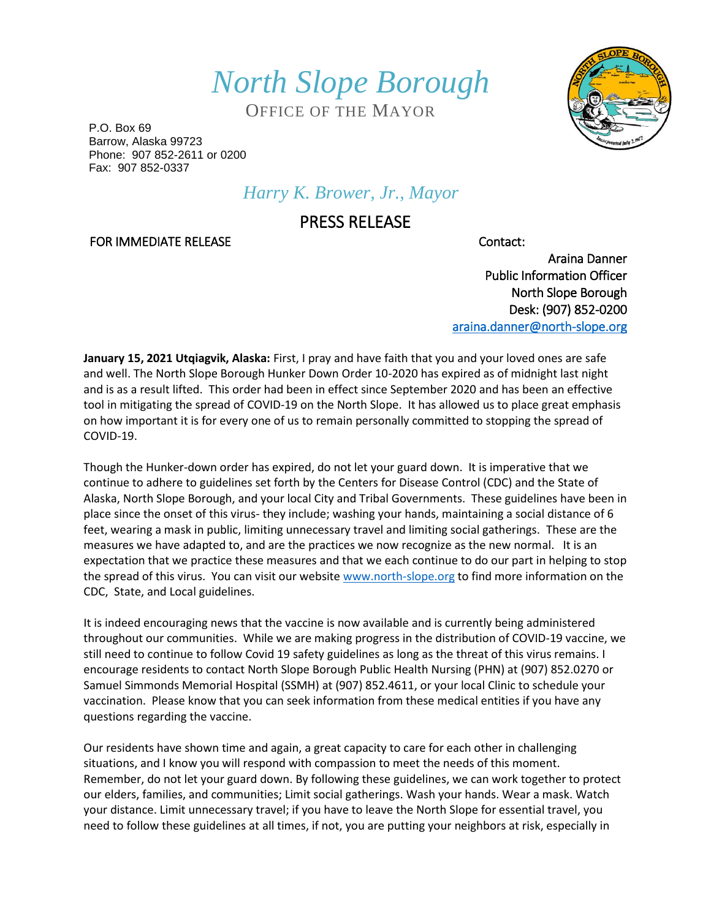# *North Slope Borough*

OFFICE OF THE MAYOR

P.O. Box 69
Barrow, Alaska 99723
Phone: 907 852-2611 or 0200
Fax: 907 852-0337

*Harry K. Brower, Jr., Mayor*

## PRESS RELEASE

FOR IMMEDIATE RELEASE

Contact:
Araina Danner
Public Information Officer
North Slope Borough
Desk: (907) 852-0200
araina.danner@north-slope.org

**January 15, 2021 Utqiagvik, Alaska:** First, I pray and have faith that you and your loved ones are safe and well. The North Slope Borough Hunker Down Order 10-2020 has expired as of midnight last night and is as a result lifted. This order had been in effect since September 2020 and has been an effective tool in mitigating the spread of COVID-19 on the North Slope. It has allowed us to place great emphasis on how important it is for every one of us to remain personally committed to stopping the spread of COVID-19.

Though the Hunker-down order has expired, do not let your guard down. It is imperative that we continue to adhere to guidelines set forth by the Centers for Disease Control (CDC) and the State of Alaska, North Slope Borough, and your local City and Tribal Governments. These guidelines have been in place since the onset of this virus- they include; washing your hands, maintaining a social distance of 6 feet, wearing a mask in public, limiting unnecessary travel and limiting social gatherings. These are the measures we have adapted to, and are the practices we now recognize as the new normal. It is an expectation that we practice these measures and that we each continue to do our part in helping to stop the spread of this virus. You can visit our website www.north-slope.org to find more information on the CDC, State, and Local guidelines.

It is indeed encouraging news that the vaccine is now available and is currently being administered throughout our communities. While we are making progress in the distribution of COVID-19 vaccine, we still need to continue to follow Covid 19 safety guidelines as long as the threat of this virus remains. I encourage residents to contact North Slope Borough Public Health Nursing (PHN) at (907) 852.0270 or Samuel Simmonds Memorial Hospital (SSMH) at (907) 852.4611, or your local Clinic to schedule your vaccination. Please know that you can seek information from these medical entities if you have any questions regarding the vaccine.

Our residents have shown time and again, a great capacity to care for each other in challenging situations, and I know you will respond with compassion to meet the needs of this moment. Remember, do not let your guard down. By following these guidelines, we can work together to protect our elders, families, and communities; Limit social gatherings. Wash your hands. Wear a mask. Watch your distance. Limit unnecessary travel; if you have to leave the North Slope for essential travel, you need to follow these guidelines at all times, if not, you are putting your neighbors at risk, especially in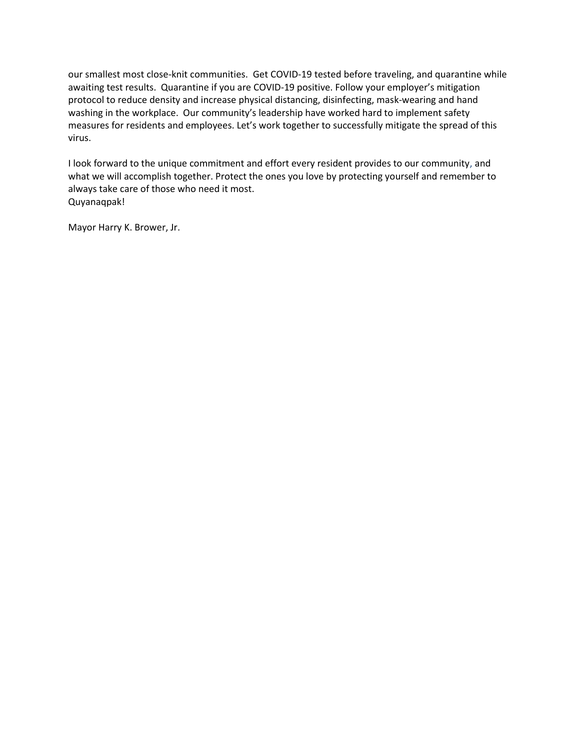our smallest most close-knit communities. Get COVID-19 tested before traveling, and quarantine while awaiting test results. Quarantine if you are COVID-19 positive. Follow your employer's mitigation protocol to reduce density and increase physical distancing, disinfecting, mask-wearing and hand washing in the workplace. Our community's leadership have worked hard to implement safety measures for residents and employees. Let's work together to successfully mitigate the spread of this virus.

I look forward to the unique commitment and effort every resident provides to our community, and what we will accomplish together. Protect the ones you love by protecting yourself and remember to always take care of those who need it most.
Quyanaqpak!

Mayor Harry K. Brower, Jr.